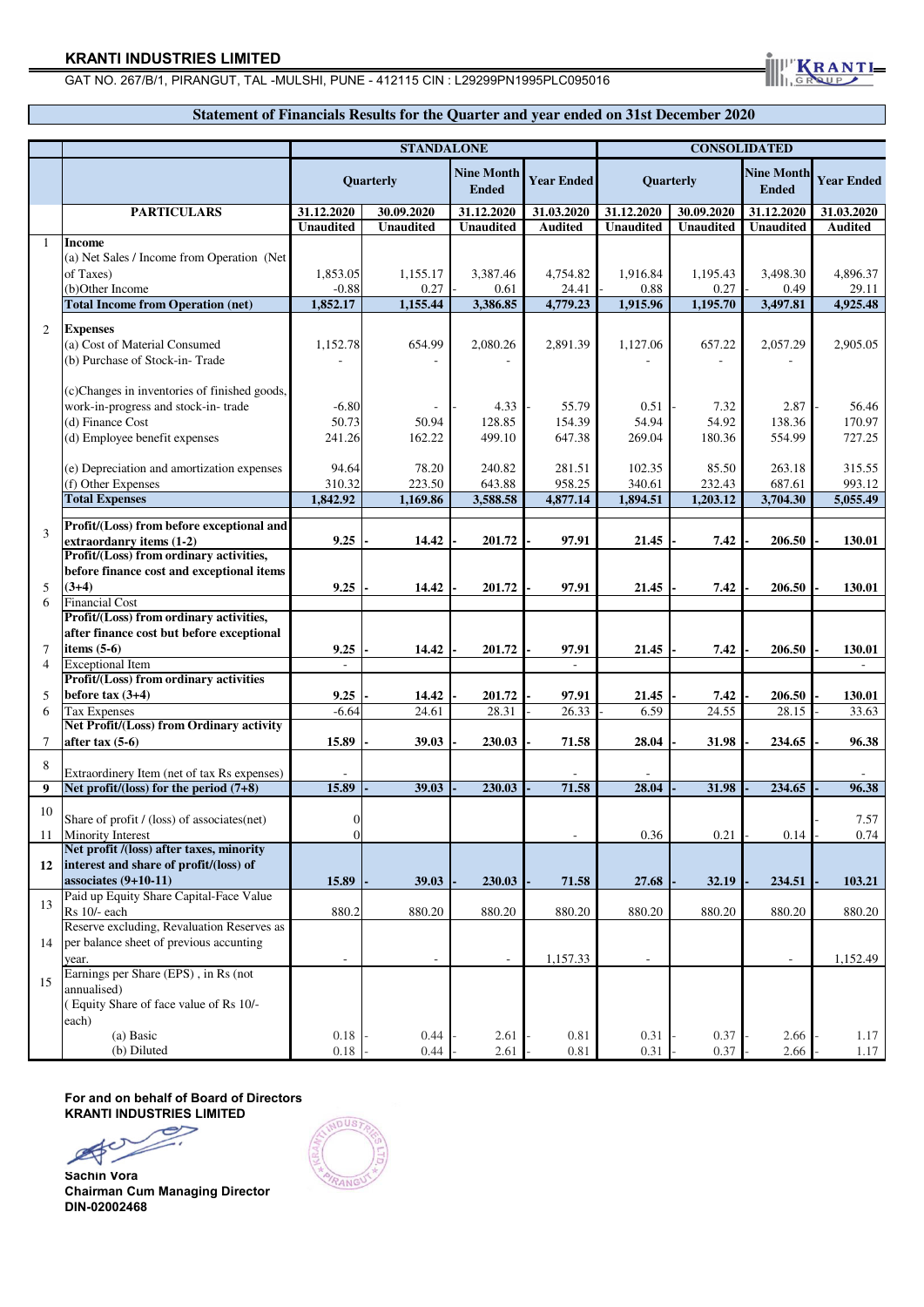**KRANTI INDUSTRIES LIMITED**

GAT NO. 267/B/1, PIRANGUT, TAL -MULSHI, PUNE - 412115 CIN : L29299PN1995PLC095016

## Statement of Financials Results for the Quarter and year ended on 31st December 2020

| | | STANDALONE | | | | CONSOLIDATED | | | |
|---|---|---|---|---|---|---|---|---|---|
| | | Quarterly | | Nine Month Ended | Year Ended | Quarterly | | Nine Month Ended | Year Ended |
| | **PARTICULARS** | **31.12.2020** | **30.09.2020** | **31.12.2020** | **31.03.2020** | **31.12.2020** | **30.09.2020** | **31.12.2020** | **31.03.2020** |
| | | **Unaudited** | **Unaudited** | **Unaudited** | **Audited** | **Unaudited** | **Unaudited** | **Unaudited** | **Audited** |
| 1 | **Income** | | | | | | | | |
| | (a) Net Sales / Income from Operation (Net of Taxes) | 1,853.05 | 1,155.17 | 3,387.46 | 4,754.82 | 1,916.84 | 1,195.43 | 3,498.30 | 4,896.37 |
| | (b)Other Income | -0.88 | 0.27 | -0.61 | 24.41 | 0.88 | 0.27 | -0.49 | 29.11 |
| | **Total Income from Operation (net)** | **1,852.17** | **1,155.44** | **3,386.85** | **4,779.23** | **1,915.96** | **1,195.70** | **3,497.81** | **4,925.48** |
| 2 | **Expenses** | | | | | | | | |
| | (a) Cost of Material Consumed | 1,152.78 | 654.99 | 2,080.26 | 2,891.39 | 1,127.06 | 657.22 | 2,057.29 | 2,905.05 |
| | (b) Purchase of Stock-in- Trade | - | - | - | | - | - | - | |
| | (c)Changes in inventories of finished goods, work-in-progress and stock-in- trade | -6.80 | - | -4.33 | -55.79 | 0.51 | -7.32 | 2.87 | -56.46 |
| | (d) Finance Cost | 50.73 | 50.94 | 128.85 | 154.39 | 54.94 | 54.92 | 138.36 | 170.97 |
| | (d) Employee benefit expenses | 241.26 | 162.22 | 499.10 | 647.38 | 269.04 | 180.36 | 554.99 | 727.25 |
| | (e) Depreciation and amortization expenses | 94.64 | 78.20 | 240.82 | 281.51 | 102.35 | 85.50 | 263.18 | 315.55 |
| | (f) Other Expenses | 310.32 | 223.50 | 643.88 | 958.25 | 340.61 | 232.43 | 687.61 | 993.12 |
| | **Total Expenses** | **1,842.92** | **1,169.86** | **3,588.58** | **4,877.14** | **1,894.51** | **1,203.12** | **3,704.30** | **5,055.49** |
| 3 | **Profit/(Loss) from before exceptional and extraordanry items (1-2)** | **9.25** | **-14.42** | **-201.72** | **-97.91** | **21.45** | **-7.42** | **-206.50** | **-130.01** |
| 5 | **Profit/(Loss) from ordinary activities, before finance cost and exceptional items (3+4)** | **9.25** | **-14.42** | **-201.72** | **-97.91** | **21.45** | **-7.42** | **-206.50** | **-130.01** |
| 6 | Financial Cost | | | | | | | | |
| 7 | **Profit/(Loss) from ordinary activities, after finance cost but before exceptional items (5-6)** | **9.25** | **-14.42** | **-201.72** | **-97.91** | **21.45** | **-7.42** | **-206.50** | **-130.01** |
| 4 | Exceptional Item | - | | | - | | | | - |
| 5 | **Profit/(Loss) from ordinary activities before tax (3+4)** | **9.25** | **-14.42** | **-201.72** | **-97.91** | **21.45** | **-7.42** | **-206.50** | **-130.01** |
| 6 | Tax Expenses | -6.64 | 24.61 | 28.31 | -26.33 | -6.59 | 24.55 | 28.15 | -33.63 |
| 7 | **Net Profit/(Loss) from Ordinary activity after tax (5-6)** | **15.89** | **-39.03** | **-230.03** | **-71.58** | **28.04** | **-31.98** | **-234.65** | **-96.38** |
| 8 | Extraordinery Item (net of tax Rs expenses) | - | | | - | - | | | - |
| **9** | **Net profit/(loss) for the period (7+8)** | **15.89** | **-39.03** | **-230.03** | **-71.58** | **28.04** | **-31.98** | **-234.65** | **-96.38** |
| 10 | Share of profit / (loss) of associates(net) | 0 | | | | | | | -7.57 |
| 11 | Minority Interest | 0 | | | - | 0.36 | 0.21 | -0.14 | -0.74 |
| **12** | **Net profit /(loss) after taxes, minority interest and share of profit/(loss) of associates (9+10-11)** | **15.89** | **-39.03** | **-230.03** | **-71.58** | **27.68** | **-32.19** | **-234.51** | **-103.21** |
| 13 | Paid up Equity Share Capital-Face Value Rs 10/- each | 880.2 | 880.20 | 880.20 | 880.20 | 880.20 | 880.20 | 880.20 | 880.20 |
| 14 | Reserve excluding, Revaluation Reserves as per balance sheet of previous accunting year. | - | - | - | 1,157.33 | - | | - | 1,152.49 |
| 15 | Earnings per Share (EPS) , in Rs (not annualised) ( Equity Share of face value of Rs 10/- each) | | | | | | | | |
| | (a) Basic | 0.18 | -0.44 | -2.61 | -0.81 | 0.31 | -0.37 | -2.66 | -1.17 |
| | (b) Diluted | 0.18 | -0.44 | -2.61 | -0.81 | 0.31 | -0.37 | -2.66 | -1.17 |

**For and on behalf of Board of Directors**
**KRANTI INDUSTRIES LIMITED**

**Sachin Vora**
**Chairman Cum Managing Director**
**DIN-02002468**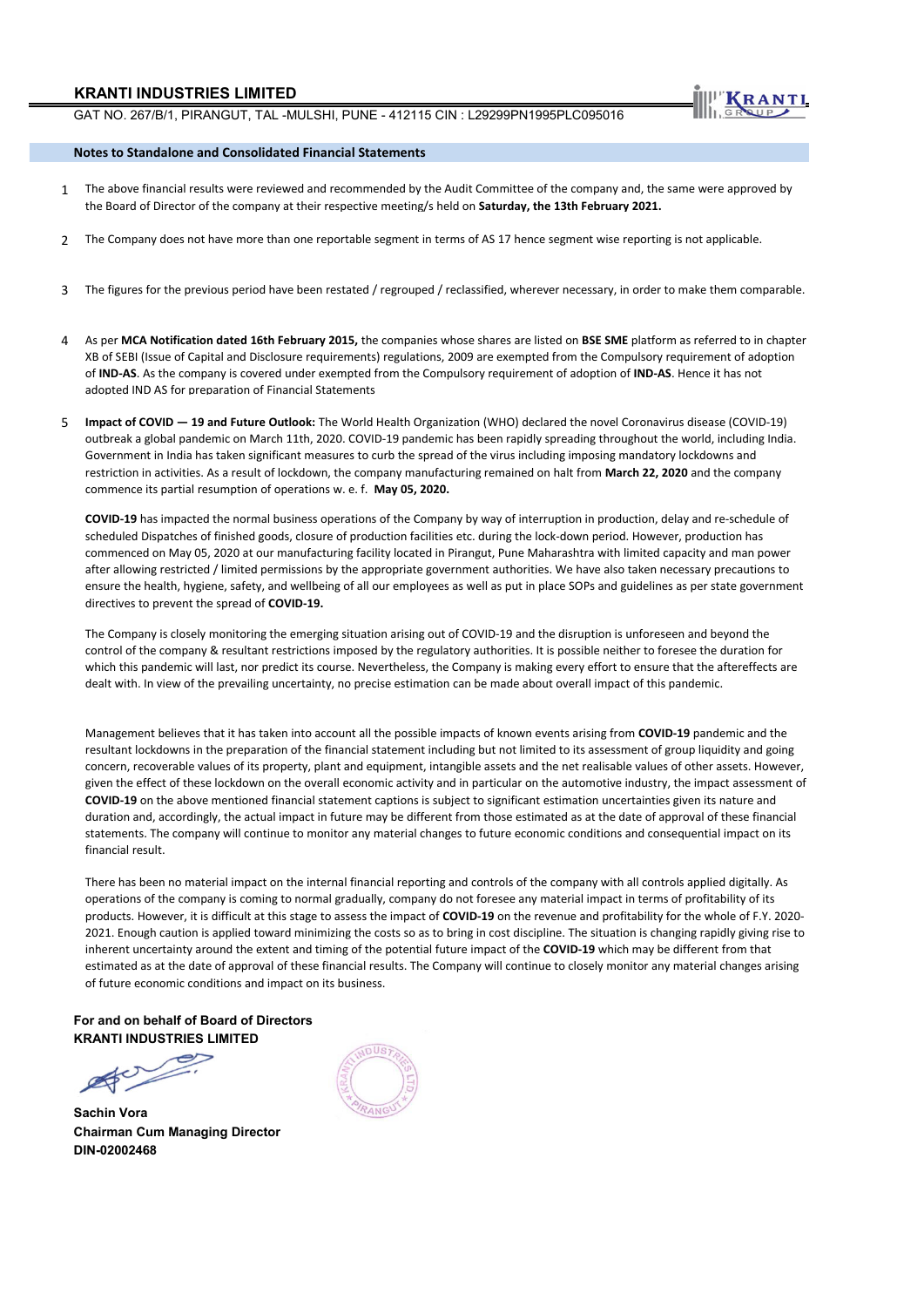**KRANTI INDUSTRIES LIMITED**

GAT NO. 267/B/1, PIRANGUT, TAL -MULSHI, PUNE - 412115 CIN : L29299PN1995PLC095016

## Notes to Standalone and Consolidated Financial Statements

1. The above financial results were reviewed and recommended by the Audit Committee of the company and, the same were approved by the Board of Director of the company at their respective meeting/s held on **Saturday, the 13th February 2021.**

2. The Company does not have more than one reportable segment in terms of AS 17 hence segment wise reporting is not applicable.

3. The figures for the previous period have been restated / regrouped / reclassified, wherever necessary, in order to make them comparable.

4. As per **MCA Notification dated 16th February 2015,** the companies whose shares are listed on **BSE SME** platform as referred to in chapter XB of SEBI (Issue of Capital and Disclosure requirements) regulations, 2009 are exempted from the Compulsory requirement of adoption of **IND-AS**. As the company is covered under exempted from the Compulsory requirement of adoption of **IND-AS**. Hence it has not adopted IND AS for preparation of Financial Statements

5. **Impact of COVID — 19 and Future Outlook:** The World Health Organization (WHO) declared the novel Coronavirus disease (COVID-19) outbreak a global pandemic on March 11th, 2020. COVID-19 pandemic has been rapidly spreading throughout the world, including India. Government in India has taken significant measures to curb the spread of the virus including imposing mandatory lockdowns and restriction in activities. As a result of lockdown, the company manufacturing remained on halt from **March 22, 2020** and the company commence its partial resumption of operations w. e. f. **May 05, 2020.**

   **COVID-19** has impacted the normal business operations of the Company by way of interruption in production, delay and re-schedule of scheduled Dispatches of finished goods, closure of production facilities etc. during the lock-down period. However, production has commenced on May 05, 2020 at our manufacturing facility located in Pirangut, Pune Maharashtra with limited capacity and man power after allowing restricted / limited permissions by the appropriate government authorities. We have also taken necessary precautions to ensure the health, hygiene, safety, and wellbeing of all our employees as well as put in place SOPs and guidelines as per state government directives to prevent the spread of **COVID-19.**

   The Company is closely monitoring the emerging situation arising out of COVID-19 and the disruption is unforeseen and beyond the control of the company & resultant restrictions imposed by the regulatory authorities. It is possible neither to foresee the duration for which this pandemic will last, nor predict its course. Nevertheless, the Company is making every effort to ensure that the aftereffects are dealt with. In view of the prevailing uncertainty, no precise estimation can be made about overall impact of this pandemic.

   Management believes that it has taken into account all the possible impacts of known events arising from **COVID-19** pandemic and the resultant lockdowns in the preparation of the financial statement including but not limited to its assessment of group liquidity and going concern, recoverable values of its property, plant and equipment, intangible assets and the net realisable values of other assets. However, given the effect of these lockdown on the overall economic activity and in particular on the automotive industry, the impact assessment of **COVID-19** on the above mentioned financial statement captions is subject to significant estimation uncertainties given its nature and duration and, accordingly, the actual impact in future may be different from those estimated as at the date of approval of these financial statements. The company will continue to monitor any material changes to future economic conditions and consequential impact on its financial result.

   There has been no material impact on the internal financial reporting and controls of the company with all controls applied digitally. As operations of the company is coming to normal gradually, company do not foresee any material impact in terms of profitability of its products. However, it is difficult at this stage to assess the impact of **COVID-19** on the revenue and profitability for the whole of F.Y. 2020-2021. Enough caution is applied toward minimizing the costs so as to bring in cost discipline. The situation is changing rapidly giving rise to inherent uncertainty around the extent and timing of the potential future impact of the **COVID-19** which may be different from that estimated as at the date of approval of these financial results. The Company will continue to closely monitor any material changes arising of future economic conditions and impact on its business.

**For and on behalf of Board of Directors**
**KRANTI INDUSTRIES LIMITED**

**Sachin Vora**
**Chairman Cum Managing Director**
**DIN-02002468**